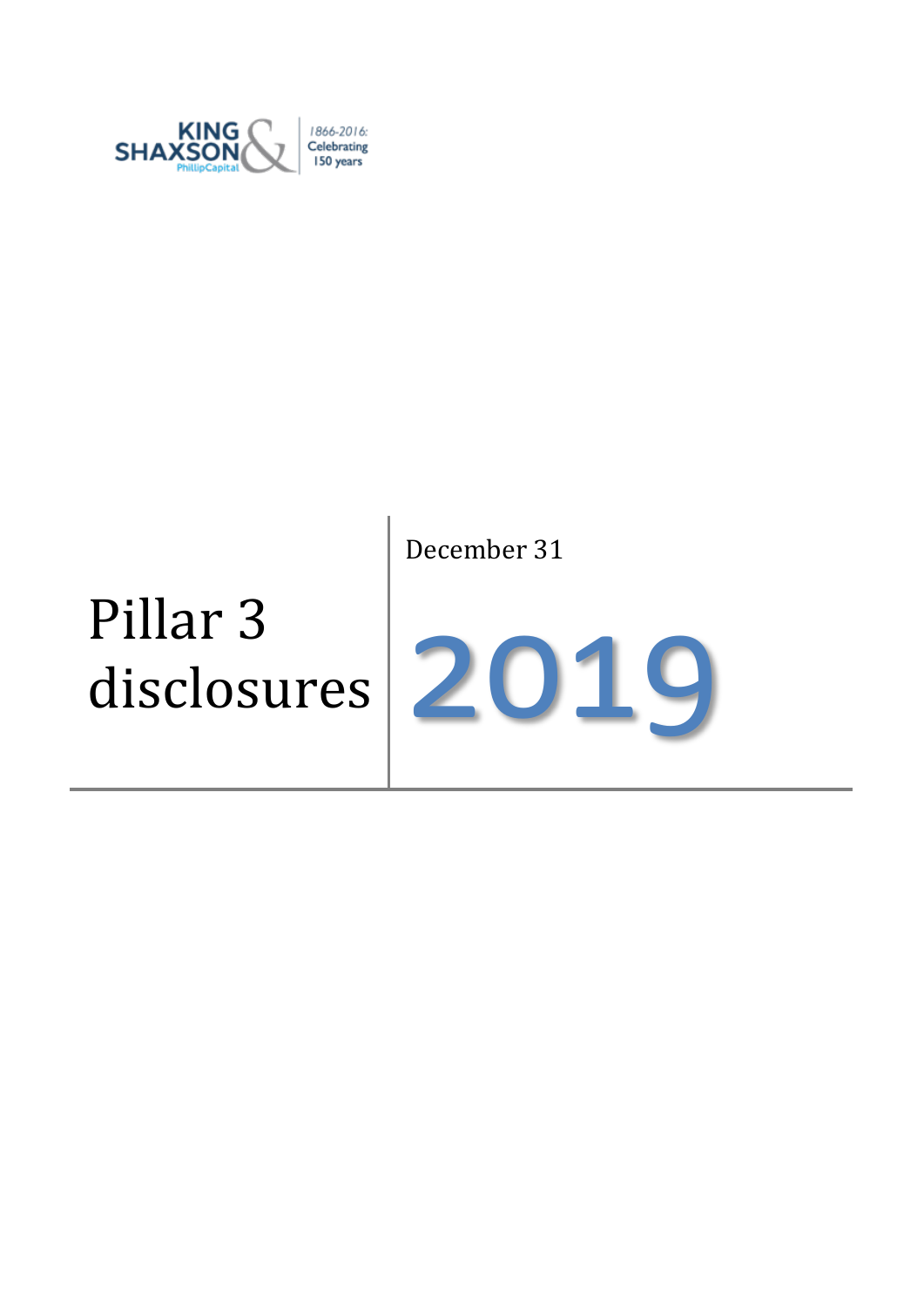KING SHAXSON PhillipCapital | 1866-2016: Celebrating 150 years

# Pillar 3 disclosures

December 31

# 2019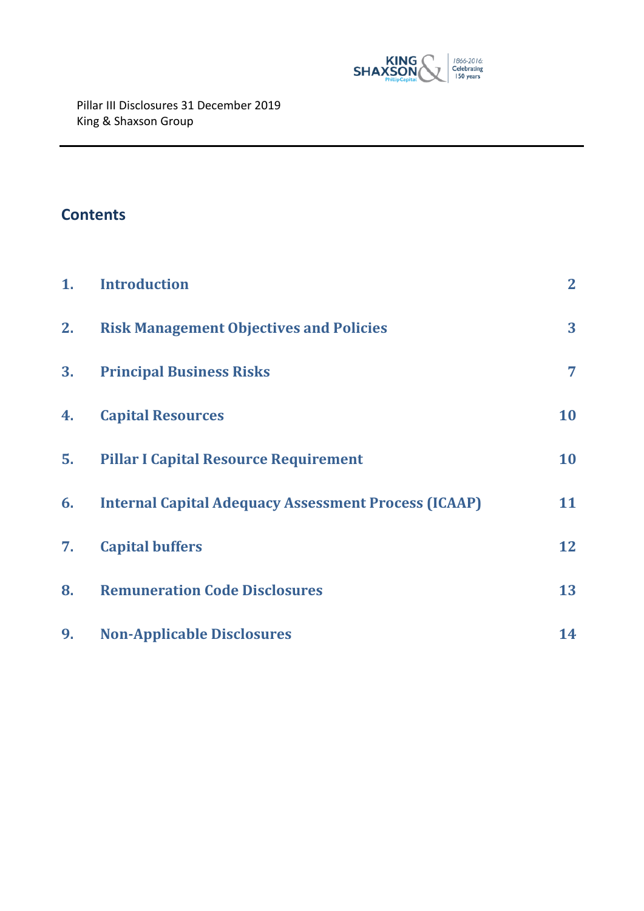Pillar III Disclosures 31 December 2019
King & Shaxson Group

## Contents

| | | |
|---|---|---|
| 1. | Introduction | 2 |
| 2. | Risk Management Objectives and Policies | 3 |
| 3. | Principal Business Risks | 7 |
| 4. | Capital Resources | 10 |
| 5. | Pillar I Capital Resource Requirement | 10 |
| 6. | Internal Capital Adequacy Assessment Process (ICAAP) | 11 |
| 7. | Capital buffers | 12 |
| 8. | Remuneration Code Disclosures | 13 |
| 9. | Non-Applicable Disclosures | 14 |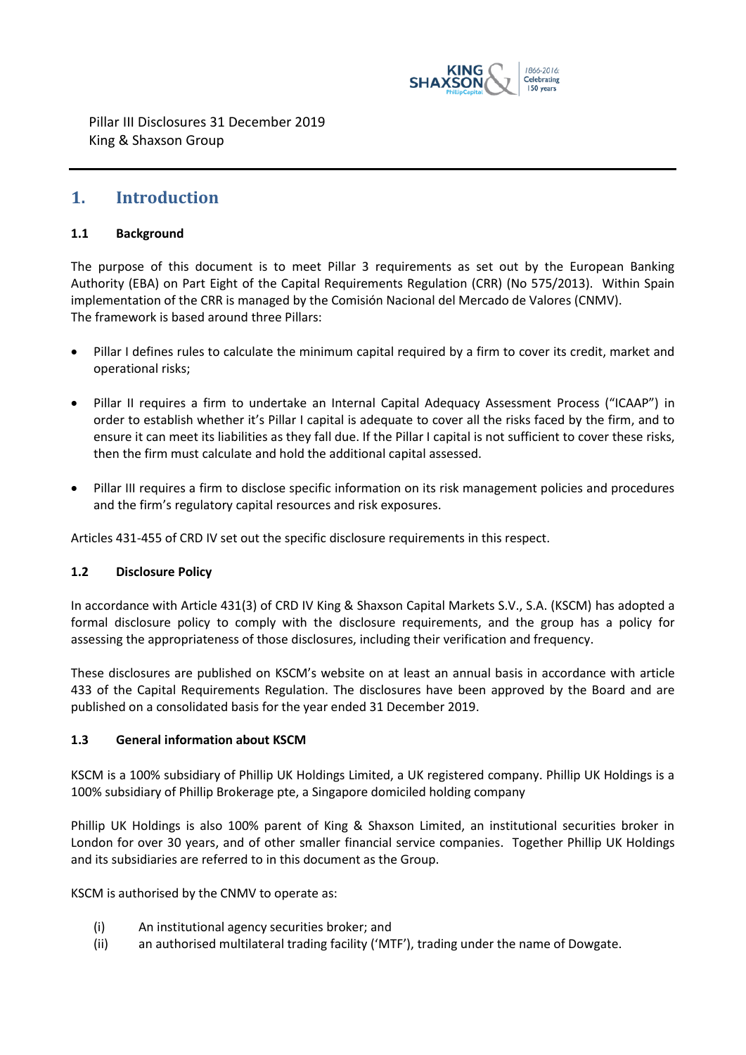Pillar III Disclosures 31 December 2019
King & Shaxson Group

# 1. Introduction

### 1.1 Background

The purpose of this document is to meet Pillar 3 requirements as set out by the European Banking Authority (EBA) on Part Eight of the Capital Requirements Regulation (CRR) (No 575/2013). Within Spain implementation of the CRR is managed by the Comisión Nacional del Mercado de Valores (CNMV).
The framework is based around three Pillars:

- Pillar I defines rules to calculate the minimum capital required by a firm to cover its credit, market and operational risks;
- Pillar II requires a firm to undertake an Internal Capital Adequacy Assessment Process ("ICAAP") in order to establish whether it's Pillar I capital is adequate to cover all the risks faced by the firm, and to ensure it can meet its liabilities as they fall due. If the Pillar I capital is not sufficient to cover these risks, then the firm must calculate and hold the additional capital assessed.
- Pillar III requires a firm to disclose specific information on its risk management policies and procedures and the firm's regulatory capital resources and risk exposures.

Articles 431-455 of CRD IV set out the specific disclosure requirements in this respect.

### 1.2 Disclosure Policy

In accordance with Article 431(3) of CRD IV King & Shaxson Capital Markets S.V., S.A. (KSCM) has adopted a formal disclosure policy to comply with the disclosure requirements, and the group has a policy for assessing the appropriateness of those disclosures, including their verification and frequency.

These disclosures are published on KSCM's website on at least an annual basis in accordance with article 433 of the Capital Requirements Regulation. The disclosures have been approved by the Board and are published on a consolidated basis for the year ended 31 December 2019.

### 1.3 General information about KSCM

KSCM is a 100% subsidiary of Phillip UK Holdings Limited, a UK registered company. Phillip UK Holdings is a 100% subsidiary of Phillip Brokerage pte, a Singapore domiciled holding company

Phillip UK Holdings is also 100% parent of King & Shaxson Limited, an institutional securities broker in London for over 30 years, and of other smaller financial service companies. Together Phillip UK Holdings and its subsidiaries are referred to in this document as the Group.

KSCM is authorised by the CNMV to operate as:

(i) An institutional agency securities broker; and
(ii) an authorised multilateral trading facility ('MTF'), trading under the name of Dowgate.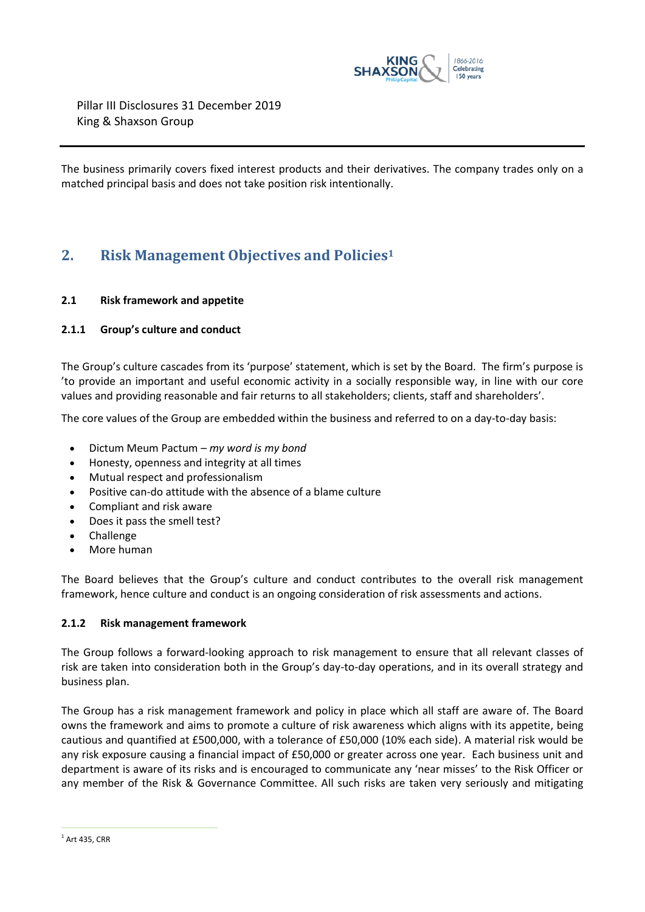The business primarily covers fixed interest products and their derivatives. The company trades only on a matched principal basis and does not take position risk intentionally.

## 2. Risk Management Objectives and Policies[1]

### 2.1 Risk framework and appetite

#### 2.1.1 Group's culture and conduct

The Group's culture cascades from its 'purpose' statement, which is set by the Board. The firm's purpose is 'to provide an important and useful economic activity in a socially responsible way, in line with our core values and providing reasonable and fair returns to all stakeholders; clients, staff and shareholders'.

The core values of the Group are embedded within the business and referred to on a day-to-day basis:

- Dictum Meum Pactum – *my word is my bond*
- Honesty, openness and integrity at all times
- Mutual respect and professionalism
- Positive can-do attitude with the absence of a blame culture
- Compliant and risk aware
- Does it pass the smell test?
- Challenge
- More human

The Board believes that the Group's culture and conduct contributes to the overall risk management framework, hence culture and conduct is an ongoing consideration of risk assessments and actions.

#### 2.1.2 Risk management framework

The Group follows a forward-looking approach to risk management to ensure that all relevant classes of risk are taken into consideration both in the Group's day-to-day operations, and in its overall strategy and business plan.

The Group has a risk management framework and policy in place which all staff are aware of. The Board owns the framework and aims to promote a culture of risk awareness which aligns with its appetite, being cautious and quantified at £500,000, with a tolerance of £50,000 (10% each side). A material risk would be any risk exposure causing a financial impact of £50,000 or greater across one year. Each business unit and department is aware of its risks and is encouraged to communicate any 'near misses' to the Risk Officer or any member of the Risk & Governance Committee. All such risks are taken very seriously and mitigating

[1] Art 435, CRR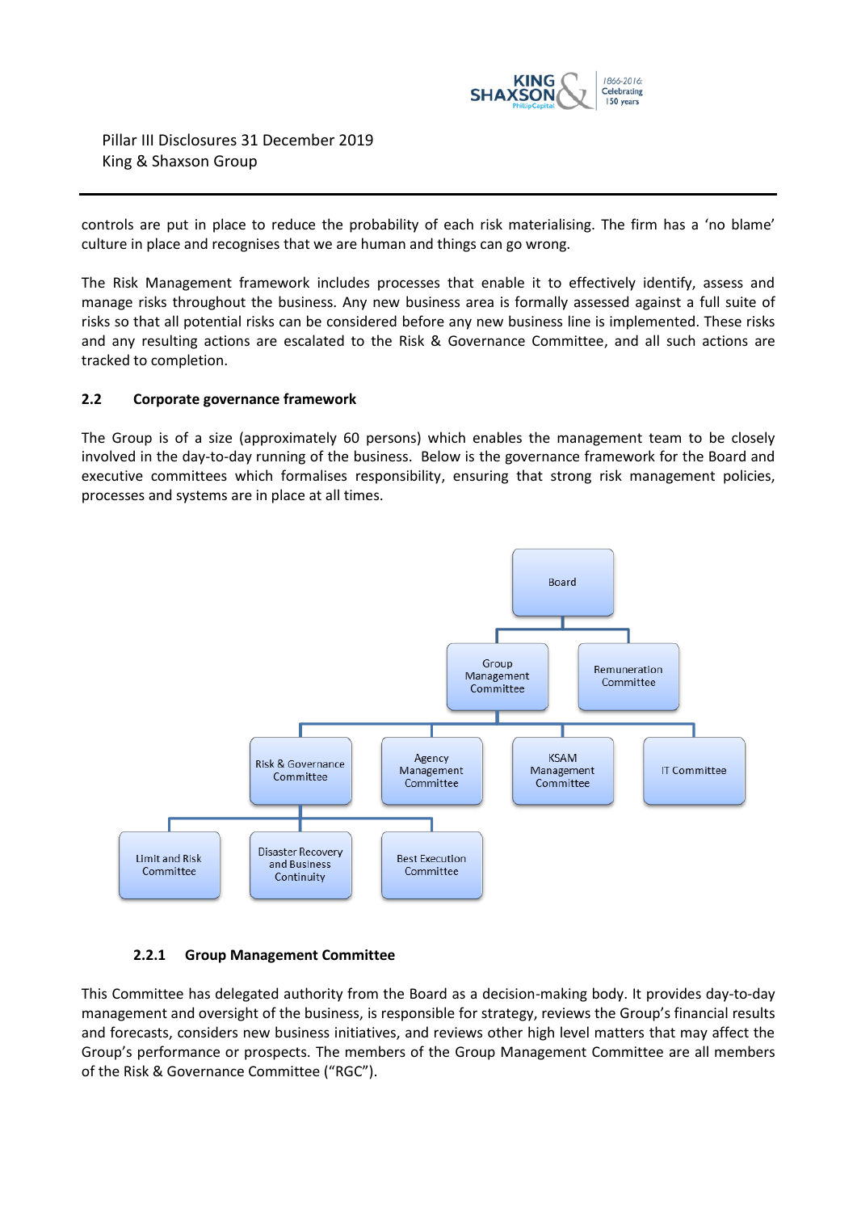controls are put in place to reduce the probability of each risk materialising. The firm has a 'no blame' culture in place and recognises that we are human and things can go wrong.

The Risk Management framework includes processes that enable it to effectively identify, assess and manage risks throughout the business. Any new business area is formally assessed against a full suite of risks so that all potential risks can be considered before any new business line is implemented. These risks and any resulting actions are escalated to the Risk & Governance Committee, and all such actions are tracked to completion.

## 2.2 Corporate governance framework

The Group is of a size (approximately 60 persons) which enables the management team to be closely involved in the day-to-day running of the business. Below is the governance framework for the Board and executive committees which formalises responsibility, ensuring that strong risk management policies, processes and systems are in place at all times.

- Board
  - Group Management Committee
    - Risk & Governance Committee
      - Limit and Risk Committee
      - Disaster Recovery and Business Continuity
      - Best Execution Committee
    - Agency Management Committee
    - KSAM Management Committee
    - IT Committee
  - Remuneration Committee

### 2.2.1 Group Management Committee

This Committee has delegated authority from the Board as a decision-making body. It provides day-to-day management and oversight of the business, is responsible for strategy, reviews the Group's financial results and forecasts, considers new business initiatives, and reviews other high level matters that may affect the Group's performance or prospects. The members of the Group Management Committee are all members of the Risk & Governance Committee ("RGC").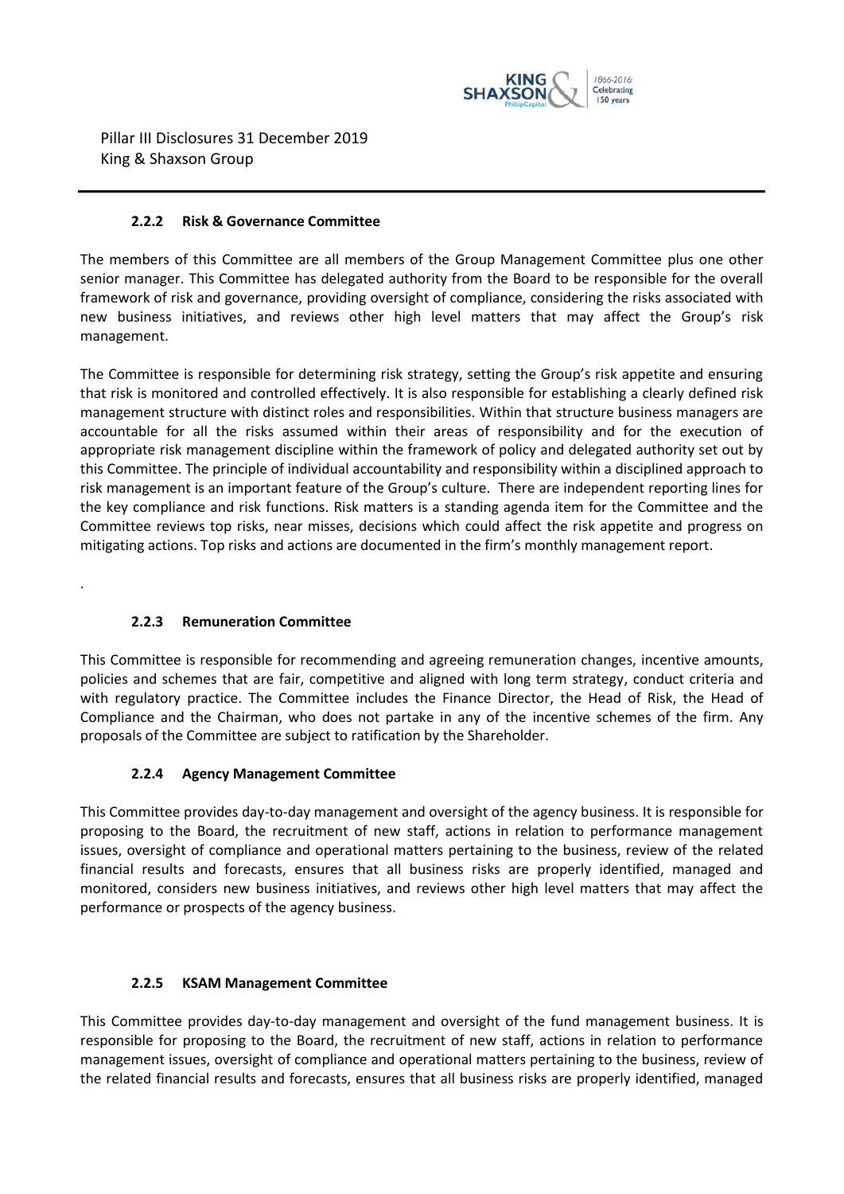#### 2.2.2 Risk & Governance Committee

The members of this Committee are all members of the Group Management Committee plus one other senior manager. This Committee has delegated authority from the Board to be responsible for the overall framework of risk and governance, providing oversight of compliance, considering the risks associated with new business initiatives, and reviews other high level matters that may affect the Group's risk management.

The Committee is responsible for determining risk strategy, setting the Group's risk appetite and ensuring that risk is monitored and controlled effectively. It is also responsible for establishing a clearly defined risk management structure with distinct roles and responsibilities. Within that structure business managers are accountable for all the risks assumed within their areas of responsibility and for the execution of appropriate risk management discipline within the framework of policy and delegated authority set out by this Committee. The principle of individual accountability and responsibility within a disciplined approach to risk management is an important feature of the Group's culture. There are independent reporting lines for the key compliance and risk functions. Risk matters is a standing agenda item for the Committee and the Committee reviews top risks, near misses, decisions which could affect the risk appetite and progress on mitigating actions. Top risks and actions are documented in the firm's monthly management report.

.

#### 2.2.3 Remuneration Committee

This Committee is responsible for recommending and agreeing remuneration changes, incentive amounts, policies and schemes that are fair, competitive and aligned with long term strategy, conduct criteria and with regulatory practice. The Committee includes the Finance Director, the Head of Risk, the Head of Compliance and the Chairman, who does not partake in any of the incentive schemes of the firm. Any proposals of the Committee are subject to ratification by the Shareholder.

#### 2.2.4 Agency Management Committee

This Committee provides day-to-day management and oversight of the agency business. It is responsible for proposing to the Board, the recruitment of new staff, actions in relation to performance management issues, oversight of compliance and operational matters pertaining to the business, review of the related financial results and forecasts, ensures that all business risks are properly identified, managed and monitored, considers new business initiatives, and reviews other high level matters that may affect the performance or prospects of the agency business.

#### 2.2.5 KSAM Management Committee

This Committee provides day-to-day management and oversight of the fund management business. It is responsible for proposing to the Board, the recruitment of new staff, actions in relation to performance management issues, oversight of compliance and operational matters pertaining to the business, review of the related financial results and forecasts, ensures that all business risks are properly identified, managed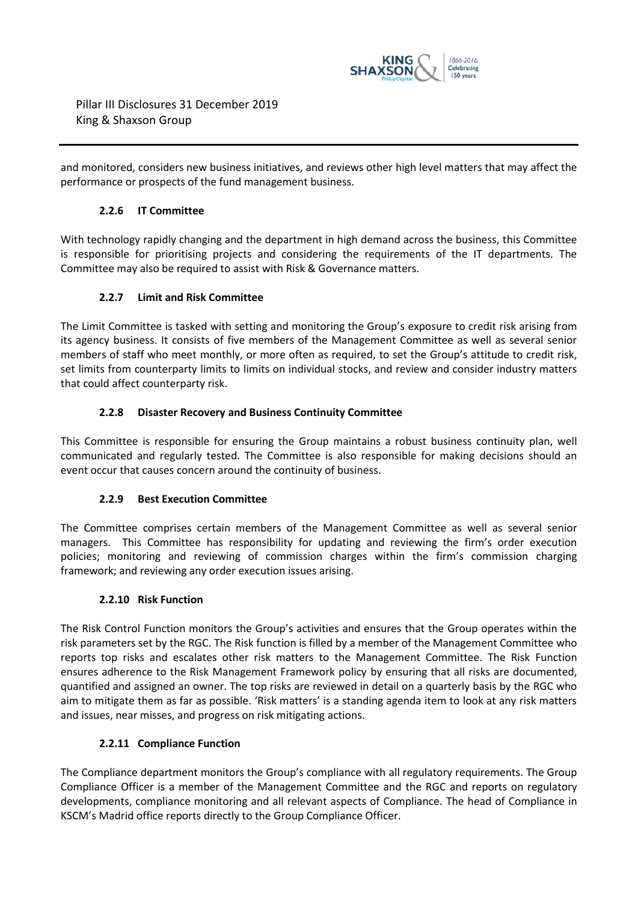and monitored, considers new business initiatives, and reviews other high level matters that may affect the performance or prospects of the fund management business.

### 2.2.6 IT Committee

With technology rapidly changing and the department in high demand across the business, this Committee is responsible for prioritising projects and considering the requirements of the IT departments. The Committee may also be required to assist with Risk & Governance matters.

### 2.2.7 Limit and Risk Committee

The Limit Committee is tasked with setting and monitoring the Group's exposure to credit risk arising from its agency business. It consists of five members of the Management Committee as well as several senior members of staff who meet monthly, or more often as required, to set the Group's attitude to credit risk, set limits from counterparty limits to limits on individual stocks, and review and consider industry matters that could affect counterparty risk.

### 2.2.8 Disaster Recovery and Business Continuity Committee

This Committee is responsible for ensuring the Group maintains a robust business continuity plan, well communicated and regularly tested. The Committee is also responsible for making decisions should an event occur that causes concern around the continuity of business.

### 2.2.9 Best Execution Committee

The Committee comprises certain members of the Management Committee as well as several senior managers. This Committee has responsibility for updating and reviewing the firm's order execution policies; monitoring and reviewing of commission charges within the firm's commission charging framework; and reviewing any order execution issues arising.

### 2.2.10 Risk Function

The Risk Control Function monitors the Group's activities and ensures that the Group operates within the risk parameters set by the RGC. The Risk function is filled by a member of the Management Committee who reports top risks and escalates other risk matters to the Management Committee. The Risk Function ensures adherence to the Risk Management Framework policy by ensuring that all risks are documented, quantified and assigned an owner. The top risks are reviewed in detail on a quarterly basis by the RGC who aim to mitigate them as far as possible. 'Risk matters' is a standing agenda item to look at any risk matters and issues, near misses, and progress on risk mitigating actions.

### 2.2.11 Compliance Function

The Compliance department monitors the Group's compliance with all regulatory requirements. The Group Compliance Officer is a member of the Management Committee and the RGC and reports on regulatory developments, compliance monitoring and all relevant aspects of Compliance. The head of Compliance in KSCM's Madrid office reports directly to the Group Compliance Officer.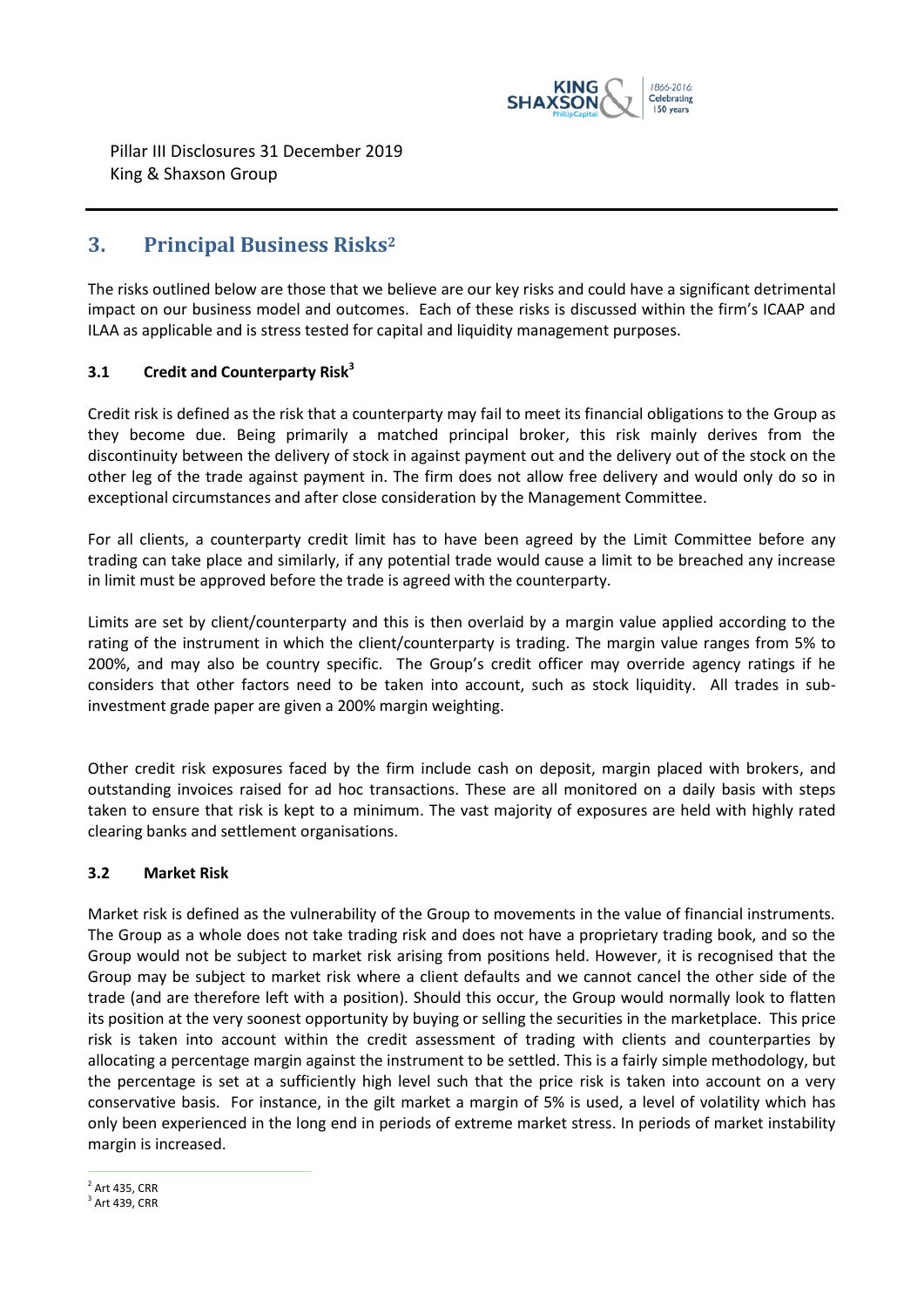Pillar III Disclosures 31 December 2019
King & Shaxson Group

## 3. Principal Business Risks[2]

The risks outlined below are those that we believe are our key risks and could have a significant detrimental impact on our business model and outcomes. Each of these risks is discussed within the firm's ICAAP and ILAA as applicable and is stress tested for capital and liquidity management purposes.

### 3.1 Credit and Counterparty Risk[3]

Credit risk is defined as the risk that a counterparty may fail to meet its financial obligations to the Group as they become due. Being primarily a matched principal broker, this risk mainly derives from the discontinuity between the delivery of stock in against payment out and the delivery out of the stock on the other leg of the trade against payment in. The firm does not allow free delivery and would only do so in exceptional circumstances and after close consideration by the Management Committee.

For all clients, a counterparty credit limit has to have been agreed by the Limit Committee before any trading can take place and similarly, if any potential trade would cause a limit to be breached any increase in limit must be approved before the trade is agreed with the counterparty.

Limits are set by client/counterparty and this is then overlaid by a margin value applied according to the rating of the instrument in which the client/counterparty is trading. The margin value ranges from 5% to 200%, and may also be country specific. The Group's credit officer may override agency ratings if he considers that other factors need to be taken into account, such as stock liquidity. All trades in sub-investment grade paper are given a 200% margin weighting.

Other credit risk exposures faced by the firm include cash on deposit, margin placed with brokers, and outstanding invoices raised for ad hoc transactions. These are all monitored on a daily basis with steps taken to ensure that risk is kept to a minimum. The vast majority of exposures are held with highly rated clearing banks and settlement organisations.

### 3.2 Market Risk

Market risk is defined as the vulnerability of the Group to movements in the value of financial instruments. The Group as a whole does not take trading risk and does not have a proprietary trading book, and so the Group would not be subject to market risk arising from positions held. However, it is recognised that the Group may be subject to market risk where a client defaults and we cannot cancel the other side of the trade (and are therefore left with a position). Should this occur, the Group would normally look to flatten its position at the very soonest opportunity by buying or selling the securities in the marketplace. This price risk is taken into account within the credit assessment of trading with clients and counterparties by allocating a percentage margin against the instrument to be settled. This is a fairly simple methodology, but the percentage is set at a sufficiently high level such that the price risk is taken into account on a very conservative basis. For instance, in the gilt market a margin of 5% is used, a level of volatility which has only been experienced in the long end in periods of extreme market stress. In periods of market instability margin is increased.

[2] Art 435, CRR
[3] Art 439, CRR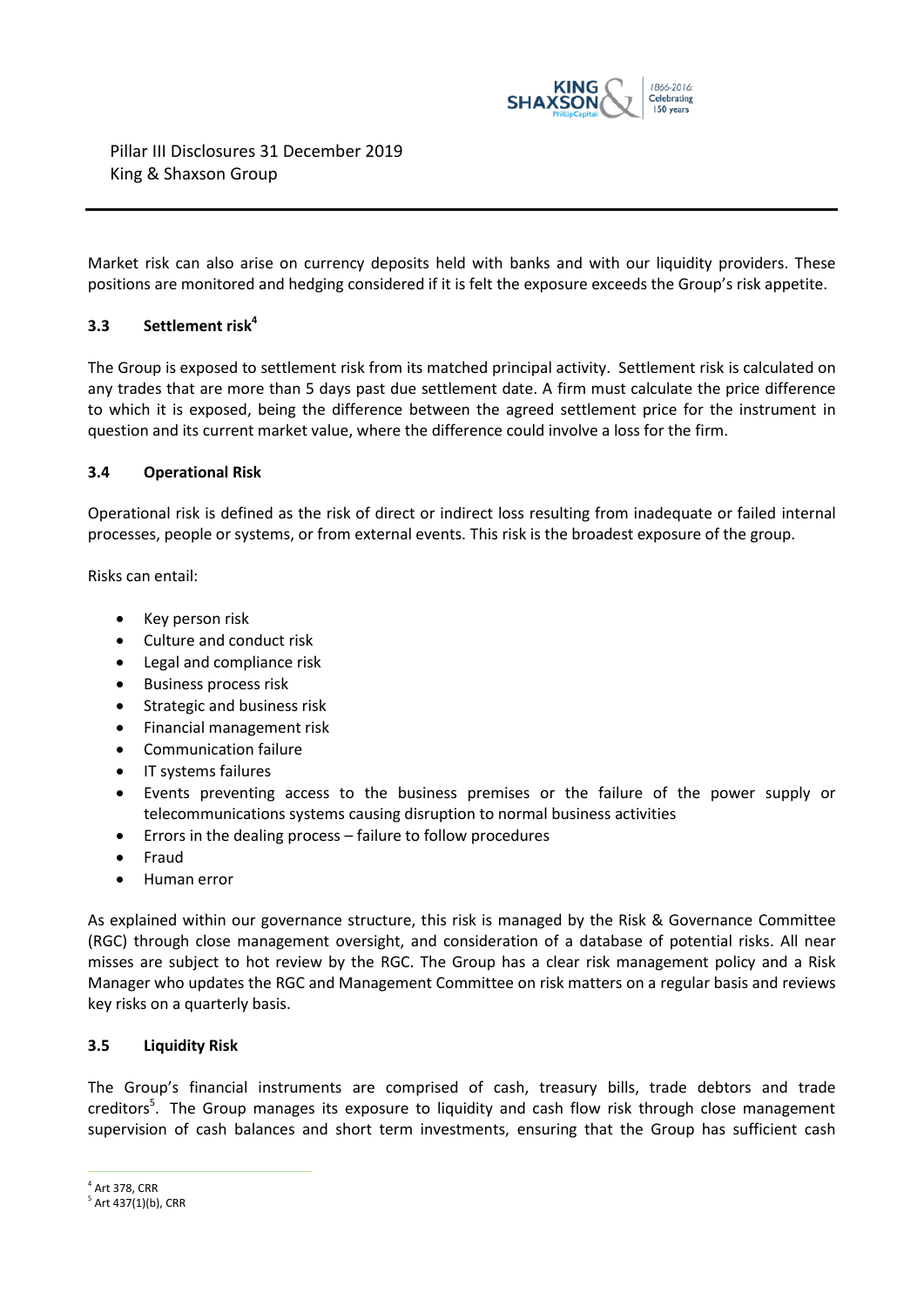Market risk can also arise on currency deposits held with banks and with our liquidity providers. These positions are monitored and hedging considered if it is felt the exposure exceeds the Group's risk appetite.

### 3.3 Settlement risk[4]

The Group is exposed to settlement risk from its matched principal activity. Settlement risk is calculated on any trades that are more than 5 days past due settlement date. A firm must calculate the price difference to which it is exposed, being the difference between the agreed settlement price for the instrument in question and its current market value, where the difference could involve a loss for the firm.

### 3.4 Operational Risk

Operational risk is defined as the risk of direct or indirect loss resulting from inadequate or failed internal processes, people or systems, or from external events. This risk is the broadest exposure of the group.

Risks can entail:

- Key person risk
- Culture and conduct risk
- Legal and compliance risk
- Business process risk
- Strategic and business risk
- Financial management risk
- Communication failure
- IT systems failures
- Events preventing access to the business premises or the failure of the power supply or telecommunications systems causing disruption to normal business activities
- Errors in the dealing process – failure to follow procedures
- Fraud
- Human error

As explained within our governance structure, this risk is managed by the Risk & Governance Committee (RGC) through close management oversight, and consideration of a database of potential risks. All near misses are subject to hot review by the RGC. The Group has a clear risk management policy and a Risk Manager who updates the RGC and Management Committee on risk matters on a regular basis and reviews key risks on a quarterly basis.

### 3.5 Liquidity Risk

The Group's financial instruments are comprised of cash, treasury bills, trade debtors and trade creditors[5]. The Group manages its exposure to liquidity and cash flow risk through close management supervision of cash balances and short term investments, ensuring that the Group has sufficient cash

---

[4] Art 378, CRR

[5] Art 437(1)(b), CRR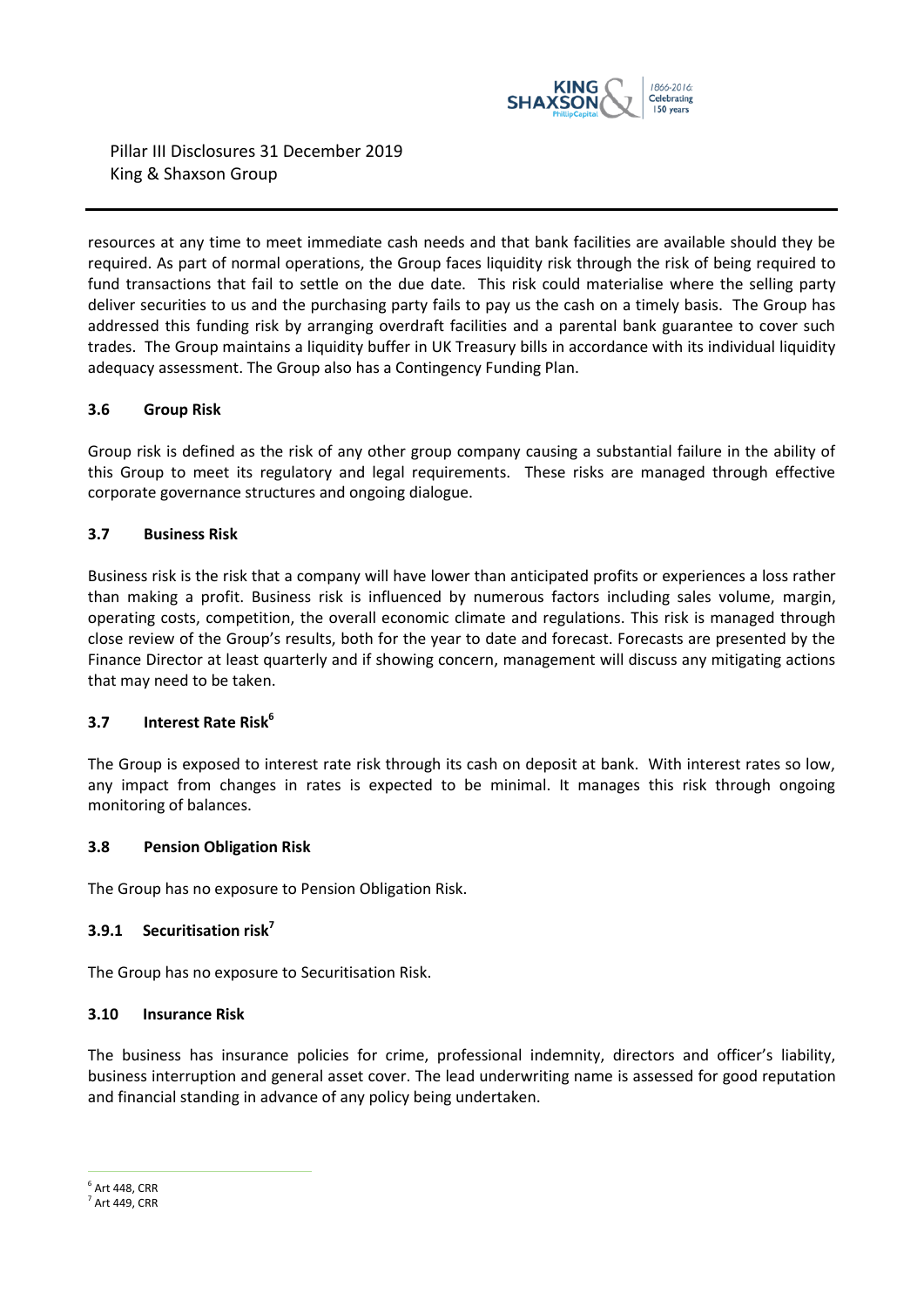resources at any time to meet immediate cash needs and that bank facilities are available should they be required. As part of normal operations, the Group faces liquidity risk through the risk of being required to fund transactions that fail to settle on the due date. This risk could materialise where the selling party deliver securities to us and the purchasing party fails to pay us the cash on a timely basis. The Group has addressed this funding risk by arranging overdraft facilities and a parental bank guarantee to cover such trades. The Group maintains a liquidity buffer in UK Treasury bills in accordance with its individual liquidity adequacy assessment. The Group also has a Contingency Funding Plan.

### 3.6 Group Risk

Group risk is defined as the risk of any other group company causing a substantial failure in the ability of this Group to meet its regulatory and legal requirements. These risks are managed through effective corporate governance structures and ongoing dialogue.

### 3.7 Business Risk

Business risk is the risk that a company will have lower than anticipated profits or experiences a loss rather than making a profit. Business risk is influenced by numerous factors including sales volume, margin, operating costs, competition, the overall economic climate and regulations. This risk is managed through close review of the Group's results, both for the year to date and forecast. Forecasts are presented by the Finance Director at least quarterly and if showing concern, management will discuss any mitigating actions that may need to be taken.

### 3.7 Interest Rate Risk[6]

The Group is exposed to interest rate risk through its cash on deposit at bank. With interest rates so low, any impact from changes in rates is expected to be minimal. It manages this risk through ongoing monitoring of balances.

### 3.8 Pension Obligation Risk

The Group has no exposure to Pension Obligation Risk.

### 3.9.1 Securitisation risk[7]

The Group has no exposure to Securitisation Risk.

### 3.10 Insurance Risk

The business has insurance policies for crime, professional indemnity, directors and officer's liability, business interruption and general asset cover. The lead underwriting name is assessed for good reputation and financial standing in advance of any policy being undertaken.

---

[6] Art 448, CRR
[7] Art 449, CRR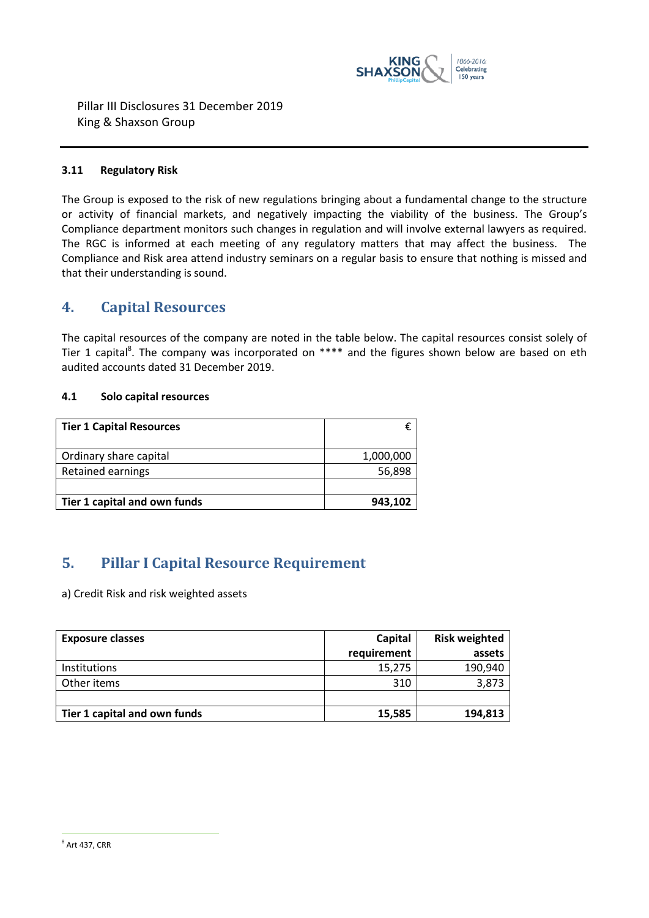#### 3.11 Regulatory Risk

The Group is exposed to the risk of new regulations bringing about a fundamental change to the structure or activity of financial markets, and negatively impacting the viability of the business. The Group's Compliance department monitors such changes in regulation and will involve external lawyers as required. The RGC is informed at each meeting of any regulatory matters that may affect the business. The Compliance and Risk area attend industry seminars on a regular basis to ensure that nothing is missed and that their understanding is sound.

## 4. Capital Resources

The capital resources of the company are noted in the table below. The capital resources consist solely of Tier 1 capital[8]. The company was incorporated on **** and the figures shown below are based on eth audited accounts dated 31 December 2019.

#### 4.1 Solo capital resources

| **Tier 1 Capital Resources** | € |
|---|---|
| Ordinary share capital | 1,000,000 |
| Retained earnings | 56,898 |
| | |
| **Tier 1 capital and own funds** | **943,102** |

## 5. Pillar I Capital Resource Requirement

a) Credit Risk and risk weighted assets

| **Exposure classes** | **Capital requirement** | **Risk weighted assets** |
|---|---|---|
| Institutions | 15,275 | 190,940 |
| Other items | 310 | 3,873 |
| | | |
| **Tier 1 capital and own funds** | **15,585** | **194,813** |

[8] Art 437, CRR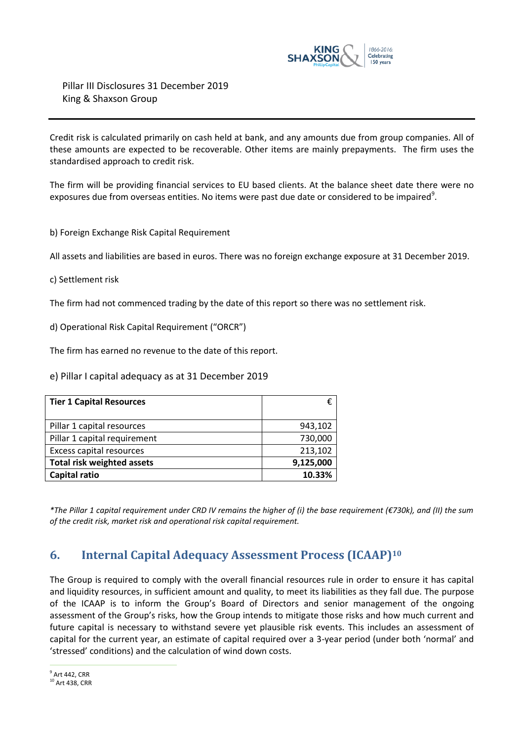Credit risk is calculated primarily on cash held at bank, and any amounts due from group companies. All of these amounts are expected to be recoverable. Other items are mainly prepayments. The firm uses the standardised approach to credit risk.

The firm will be providing financial services to EU based clients. At the balance sheet date there were no exposures due from overseas entities. No items were past due date or considered to be impaired[9].

b) Foreign Exchange Risk Capital Requirement

All assets and liabilities are based in euros. There was no foreign exchange exposure at 31 December 2019.

c) Settlement risk

The firm had not commenced trading by the date of this report so there was no settlement risk.

d) Operational Risk Capital Requirement ("ORCR")

The firm has earned no revenue to the date of this report.

e) Pillar I capital adequacy as at 31 December 2019

| **Tier 1 Capital Resources** | € |
|---|---:|
| Pillar 1 capital resources | 943,102 |
| Pillar 1 capital requirement | 730,000 |
| Excess capital resources | 213,102 |
| **Total risk weighted assets** | **9,125,000** |
| **Capital ratio** | **10.33%** |

*\*The Pillar 1 capital requirement under CRD IV remains the higher of (i) the base requirement (€730k), and (II) the sum of the credit risk, market risk and operational risk capital requirement.*

## 6. Internal Capital Adequacy Assessment Process (ICAAP)[10]

The Group is required to comply with the overall financial resources rule in order to ensure it has capital and liquidity resources, in sufficient amount and quality, to meet its liabilities as they fall due. The purpose of the ICAAP is to inform the Group's Board of Directors and senior management of the ongoing assessment of the Group's risks, how the Group intends to mitigate those risks and how much current and future capital is necessary to withstand severe yet plausible risk events. This includes an assessment of capital for the current year, an estimate of capital required over a 3-year period (under both 'normal' and 'stressed' conditions) and the calculation of wind down costs.

[9] Art 442, CRR

[10] Art 438, CRR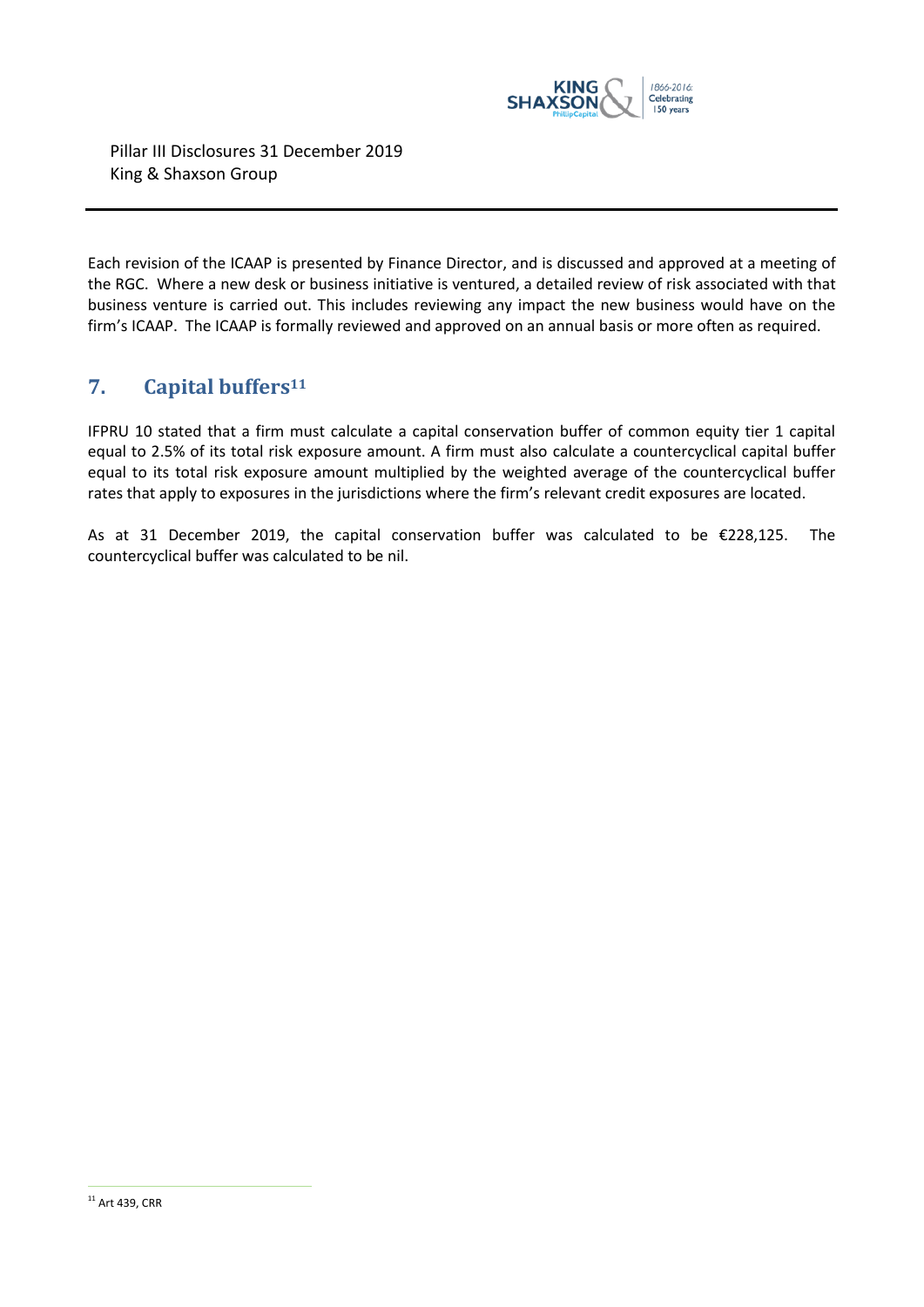Each revision of the ICAAP is presented by Finance Director, and is discussed and approved at a meeting of the RGC. Where a new desk or business initiative is ventured, a detailed review of risk associated with that business venture is carried out. This includes reviewing any impact the new business would have on the firm's ICAAP. The ICAAP is formally reviewed and approved on an annual basis or more often as required.

## 7. Capital buffers[11]

IFPRU 10 stated that a firm must calculate a capital conservation buffer of common equity tier 1 capital equal to 2.5% of its total risk exposure amount. A firm must also calculate a countercyclical capital buffer equal to its total risk exposure amount multiplied by the weighted average of the countercyclical buffer rates that apply to exposures in the jurisdictions where the firm's relevant credit exposures are located.

As at 31 December 2019, the capital conservation buffer was calculated to be €228,125. The countercyclical buffer was calculated to be nil.

[11] Art 439, CRR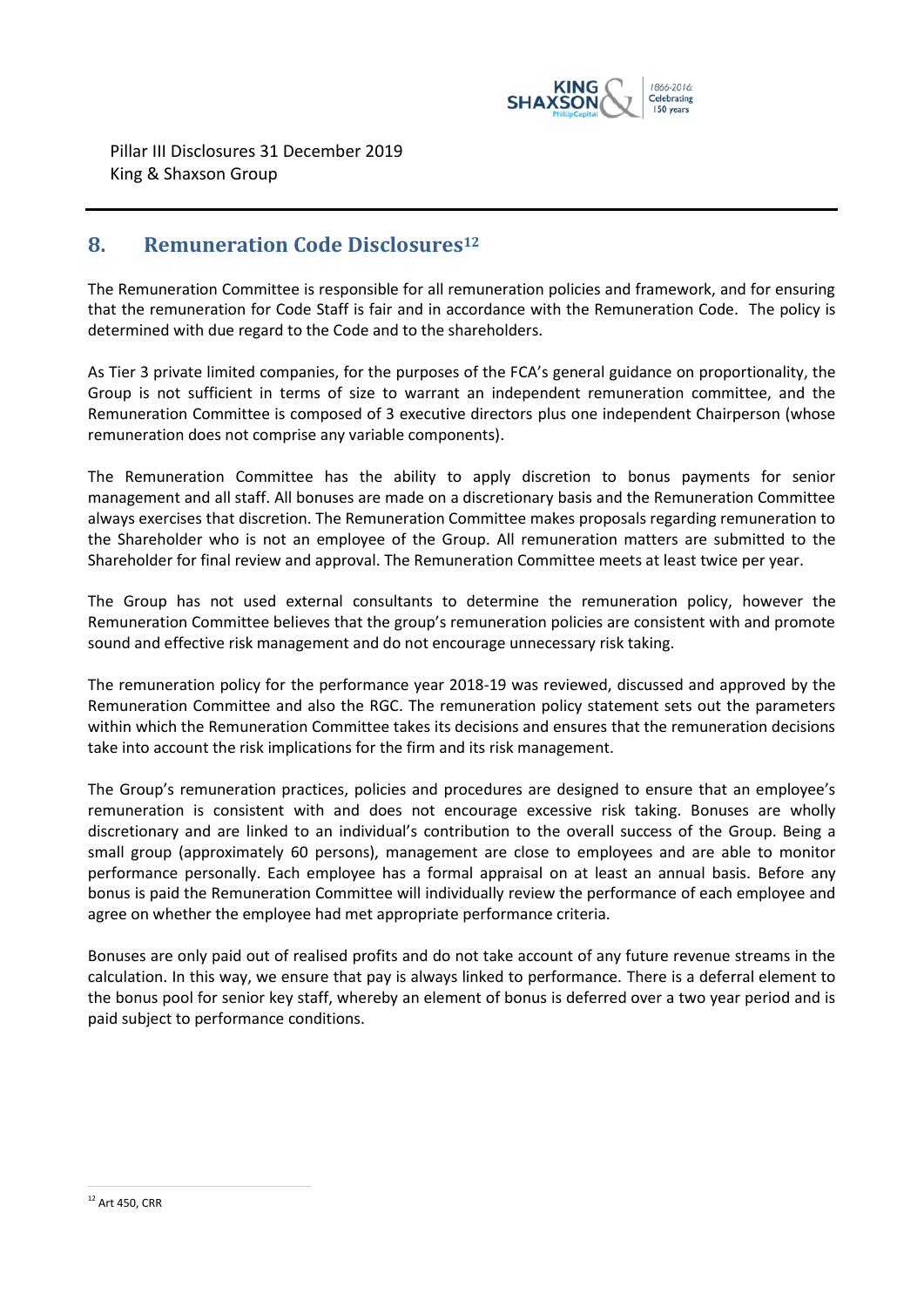## 8. Remuneration Code Disclosures[12]

The Remuneration Committee is responsible for all remuneration policies and framework, and for ensuring that the remuneration for Code Staff is fair and in accordance with the Remuneration Code. The policy is determined with due regard to the Code and to the shareholders.

As Tier 3 private limited companies, for the purposes of the FCA's general guidance on proportionality, the Group is not sufficient in terms of size to warrant an independent remuneration committee, and the Remuneration Committee is composed of 3 executive directors plus one independent Chairperson (whose remuneration does not comprise any variable components).

The Remuneration Committee has the ability to apply discretion to bonus payments for senior management and all staff. All bonuses are made on a discretionary basis and the Remuneration Committee always exercises that discretion. The Remuneration Committee makes proposals regarding remuneration to the Shareholder who is not an employee of the Group. All remuneration matters are submitted to the Shareholder for final review and approval. The Remuneration Committee meets at least twice per year.

The Group has not used external consultants to determine the remuneration policy, however the Remuneration Committee believes that the group's remuneration policies are consistent with and promote sound and effective risk management and do not encourage unnecessary risk taking.

The remuneration policy for the performance year 2018-19 was reviewed, discussed and approved by the Remuneration Committee and also the RGC. The remuneration policy statement sets out the parameters within which the Remuneration Committee takes its decisions and ensures that the remuneration decisions take into account the risk implications for the firm and its risk management.

The Group's remuneration practices, policies and procedures are designed to ensure that an employee's remuneration is consistent with and does not encourage excessive risk taking. Bonuses are wholly discretionary and are linked to an individual's contribution to the overall success of the Group. Being a small group (approximately 60 persons), management are close to employees and are able to monitor performance personally. Each employee has a formal appraisal on at least an annual basis. Before any bonus is paid the Remuneration Committee will individually review the performance of each employee and agree on whether the employee had met appropriate performance criteria.

Bonuses are only paid out of realised profits and do not take account of any future revenue streams in the calculation. In this way, we ensure that pay is always linked to performance. There is a deferral element to the bonus pool for senior key staff, whereby an element of bonus is deferred over a two year period and is paid subject to performance conditions.

[12] Art 450, CRR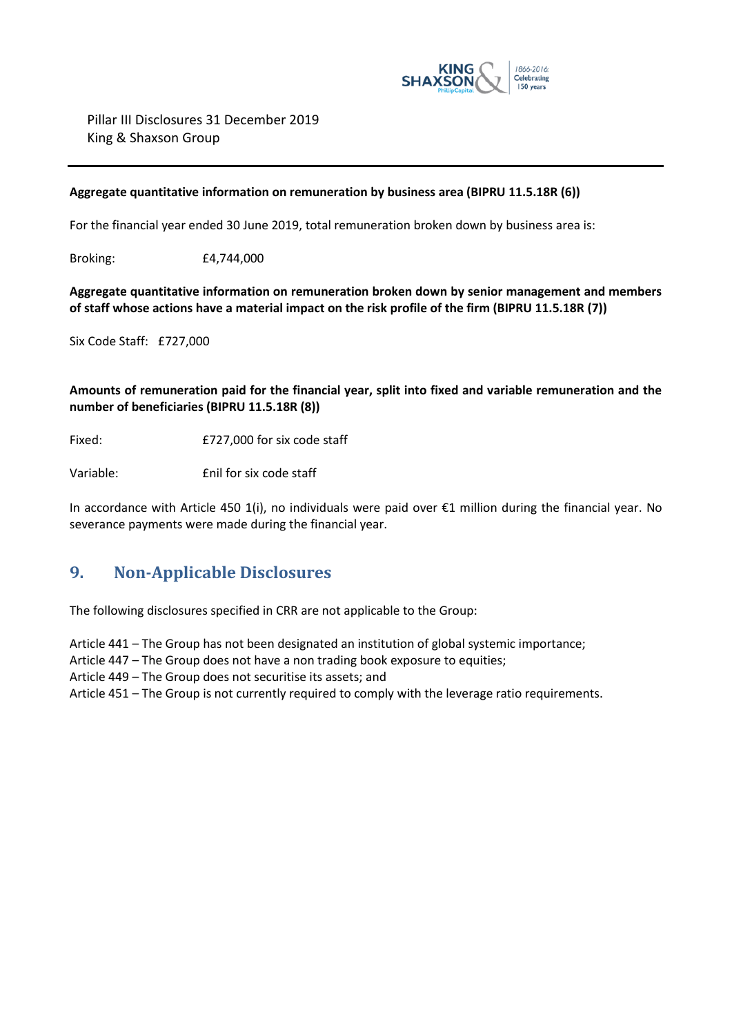**Aggregate quantitative information on remuneration by business area (BIPRU 11.5.18R (6))**

For the financial year ended 30 June 2019, total remuneration broken down by business area is:

Broking: £4,744,000

**Aggregate quantitative information on remuneration broken down by senior management and members of staff whose actions have a material impact on the risk profile of the firm (BIPRU 11.5.18R (7))**

Six Code Staff: £727,000

**Amounts of remuneration paid for the financial year, split into fixed and variable remuneration and the number of beneficiaries (BIPRU 11.5.18R (8))**

Fixed: £727,000 for six code staff

Variable: £nil for six code staff

In accordance with Article 450 1(i), no individuals were paid over €1 million during the financial year. No severance payments were made during the financial year.

## 9. Non-Applicable Disclosures

The following disclosures specified in CRR are not applicable to the Group:

Article 441 – The Group has not been designated an institution of global systemic importance;
Article 447 – The Group does not have a non trading book exposure to equities;
Article 449 – The Group does not securitise its assets; and
Article 451 – The Group is not currently required to comply with the leverage ratio requirements.